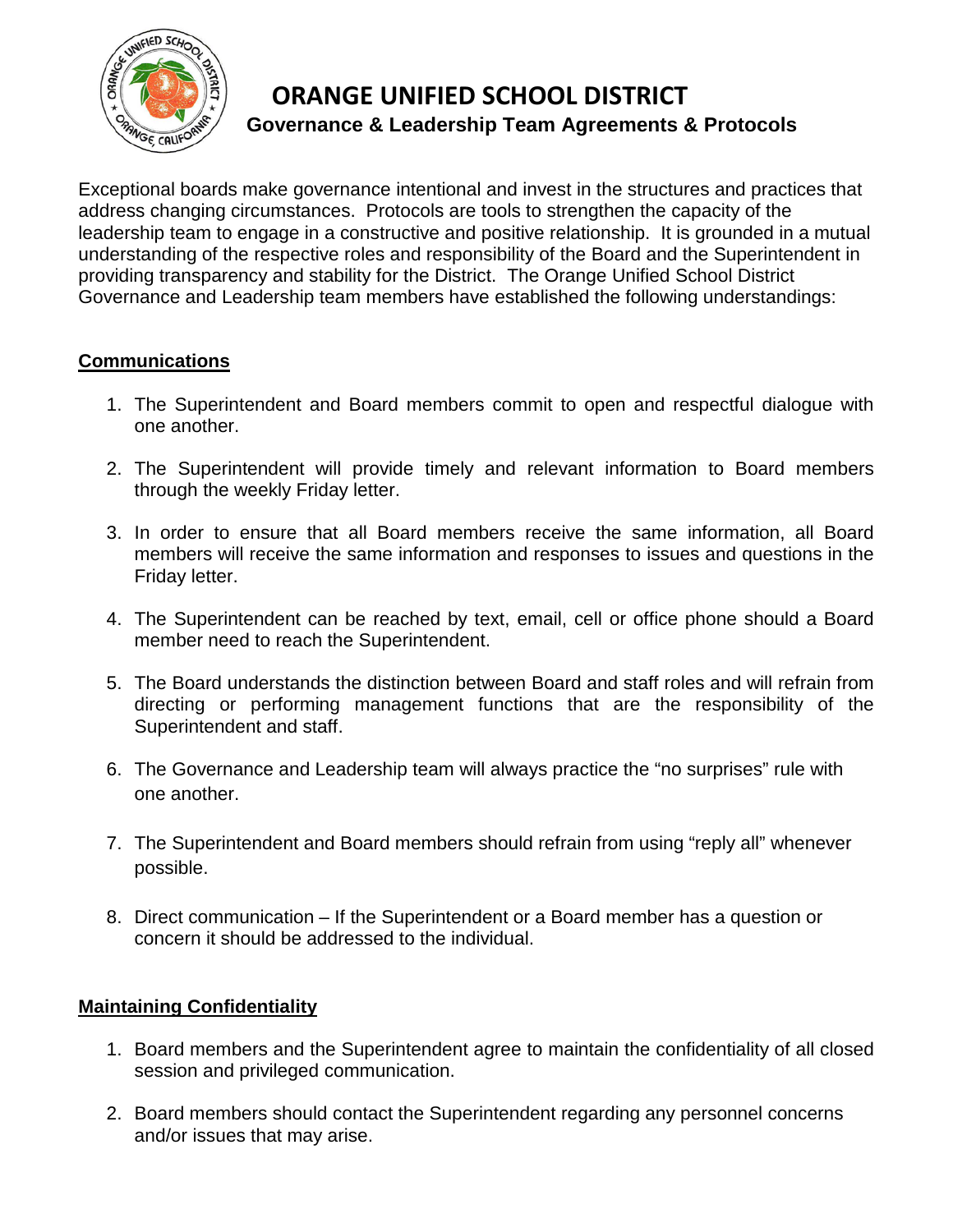# ORANGE UNIFIED SCHOOL DISTRICT

## Governance & Leadership Team Agreements & Protocols

Exceptional boards make governance intentional and invest in the structures and practices that address changing circumstances. Protocols are tools to strengthen the capacity of the leadership team to engage in a constructive and positive relationship. It is grounded in a mutual understanding of the respective roles and responsibility of the Board and the Superintendent in providing transparency and stability for the District. The Orange Unified School District Governance and Leadership team members have established the following understandings:

### Communications

1. The Superintendent and Board members commit to open and respectful dialogue with one another.
2. The Superintendent will provide timely and relevant information to Board members through the weekly Friday letter.
3. In order to ensure that all Board members receive the same information, all Board members will receive the same information and responses to issues and questions in the Friday letter.
4. The Superintendent can be reached by text, email, cell or office phone should a Board member need to reach the Superintendent.
5. The Board understands the distinction between Board and staff roles and will refrain from directing or performing management functions that are the responsibility of the Superintendent and staff.
6. The Governance and Leadership team will always practice the "no surprises" rule with one another.
7. The Superintendent and Board members should refrain from using "reply all" whenever possible.
8. Direct communication – If the Superintendent or a Board member has a question or concern it should be addressed to the individual.

### Maintaining Confidentiality

1. Board members and the Superintendent agree to maintain the confidentiality of all closed session and privileged communication.
2. Board members should contact the Superintendent regarding any personnel concerns and/or issues that may arise.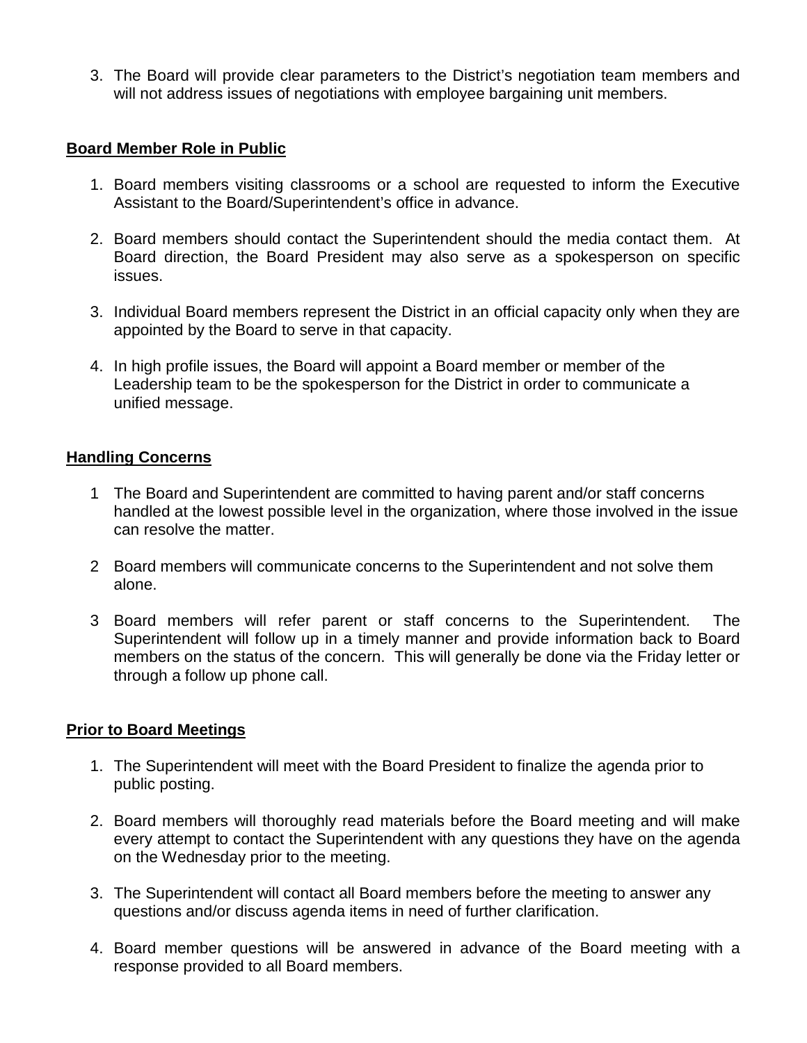3. The Board will provide clear parameters to the District's negotiation team members and will not address issues of negotiations with employee bargaining unit members.

**Board Member Role in Public**

1. Board members visiting classrooms or a school are requested to inform the Executive Assistant to the Board/Superintendent's office in advance.

2. Board members should contact the Superintendent should the media contact them. At Board direction, the Board President may also serve as a spokesperson on specific issues.

3. Individual Board members represent the District in an official capacity only when they are appointed by the Board to serve in that capacity.

4. In high profile issues, the Board will appoint a Board member or member of the Leadership team to be the spokesperson for the District in order to communicate a unified message.

**Handling Concerns**

1 The Board and Superintendent are committed to having parent and/or staff concerns handled at the lowest possible level in the organization, where those involved in the issue can resolve the matter.

2 Board members will communicate concerns to the Superintendent and not solve them alone.

3 Board members will refer parent or staff concerns to the Superintendent. The Superintendent will follow up in a timely manner and provide information back to Board members on the status of the concern. This will generally be done via the Friday letter or through a follow up phone call.

**Prior to Board Meetings**

1. The Superintendent will meet with the Board President to finalize the agenda prior to public posting.

2. Board members will thoroughly read materials before the Board meeting and will make every attempt to contact the Superintendent with any questions they have on the agenda on the Wednesday prior to the meeting.

3. The Superintendent will contact all Board members before the meeting to answer any questions and/or discuss agenda items in need of further clarification.

4. Board member questions will be answered in advance of the Board meeting with a response provided to all Board members.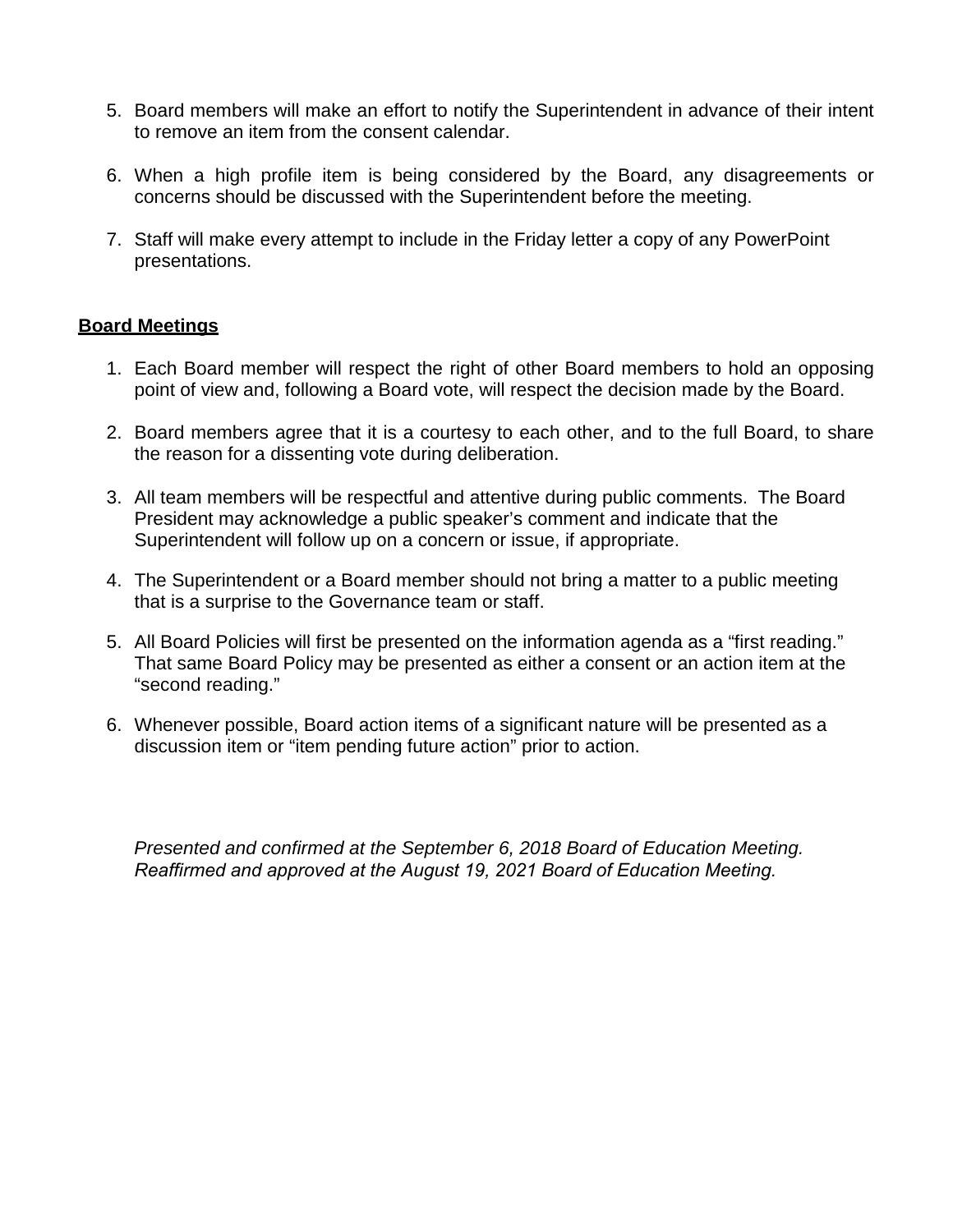5. Board members will make an effort to notify the Superintendent in advance of their intent to remove an item from the consent calendar.

6. When a high profile item is being considered by the Board, any disagreements or concerns should be discussed with the Superintendent before the meeting.

7. Staff will make every attempt to include in the Friday letter a copy of any PowerPoint presentations.

**Board Meetings**

1. Each Board member will respect the right of other Board members to hold an opposing point of view and, following a Board vote, will respect the decision made by the Board.

2. Board members agree that it is a courtesy to each other, and to the full Board, to share the reason for a dissenting vote during deliberation.

3. All team members will be respectful and attentive during public comments. The Board President may acknowledge a public speaker's comment and indicate that the Superintendent will follow up on a concern or issue, if appropriate.

4. The Superintendent or a Board member should not bring a matter to a public meeting that is a surprise to the Governance team or staff.

5. All Board Policies will first be presented on the information agenda as a "first reading." That same Board Policy may be presented as either a consent or an action item at the "second reading."

6. Whenever possible, Board action items of a significant nature will be presented as a discussion item or "item pending future action" prior to action.

*Presented and confirmed at the September 6, 2018 Board of Education Meeting.*
*Reaffirmed and approved at the August 19, 2021 Board of Education Meeting.*